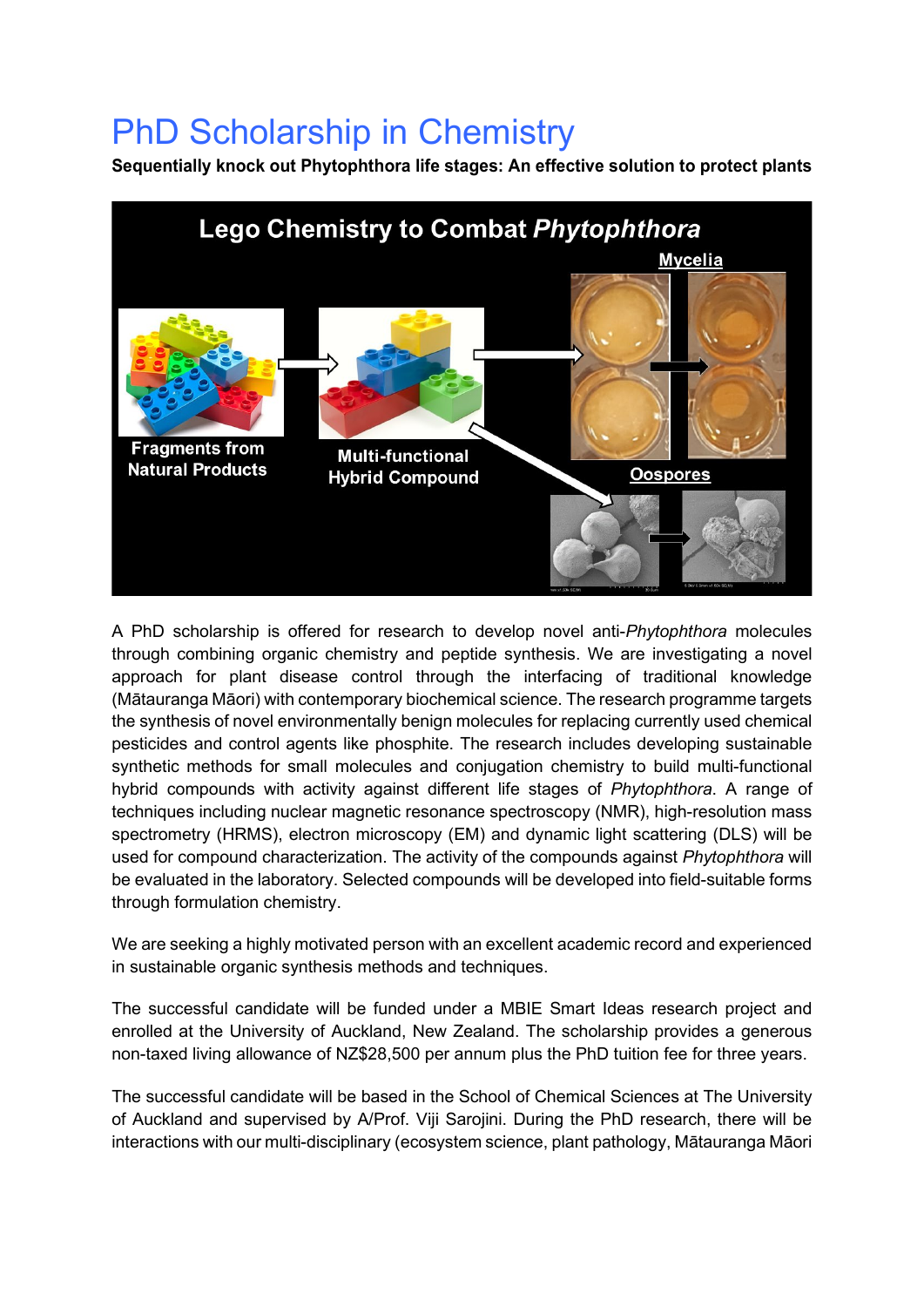# PhD Scholarship in Chemistry

**Sequentially knock out Phytophthora life stages: An effective solution to protect plants**

Lego Chemistry to Combat *Phytophthora*

Fragments from Natural Products

Multi-functional Hybrid Compound

Mycelia

Oospores

A PhD scholarship is offered for research to develop novel anti-*Phytophthora* molecules through combining organic chemistry and peptide synthesis. We are investigating a novel approach for plant disease control through the interfacing of traditional knowledge (Mātauranga Māori) with contemporary biochemical science. The research programme targets the synthesis of novel environmentally benign molecules for replacing currently used chemical pesticides and control agents like phosphite. The research includes developing sustainable synthetic methods for small molecules and conjugation chemistry to build multi-functional hybrid compounds with activity against different life stages of *Phytophthora*. A range of techniques including nuclear magnetic resonance spectroscopy (NMR), high-resolution mass spectrometry (HRMS), electron microscopy (EM) and dynamic light scattering (DLS) will be used for compound characterization. The activity of the compounds against *Phytophthora* will be evaluated in the laboratory. Selected compounds will be developed into field-suitable forms through formulation chemistry.

We are seeking a highly motivated person with an excellent academic record and experienced in sustainable organic synthesis methods and techniques.

The successful candidate will be funded under a MBIE Smart Ideas research project and enrolled at the University of Auckland, New Zealand. The scholarship provides a generous non-taxed living allowance of NZ$28,500 per annum plus the PhD tuition fee for three years.

The successful candidate will be based in the School of Chemical Sciences at The University of Auckland and supervised by A/Prof. Viji Sarojini. During the PhD research, there will be interactions with our multi-disciplinary (ecosystem science, plant pathology, Mātauranga Māori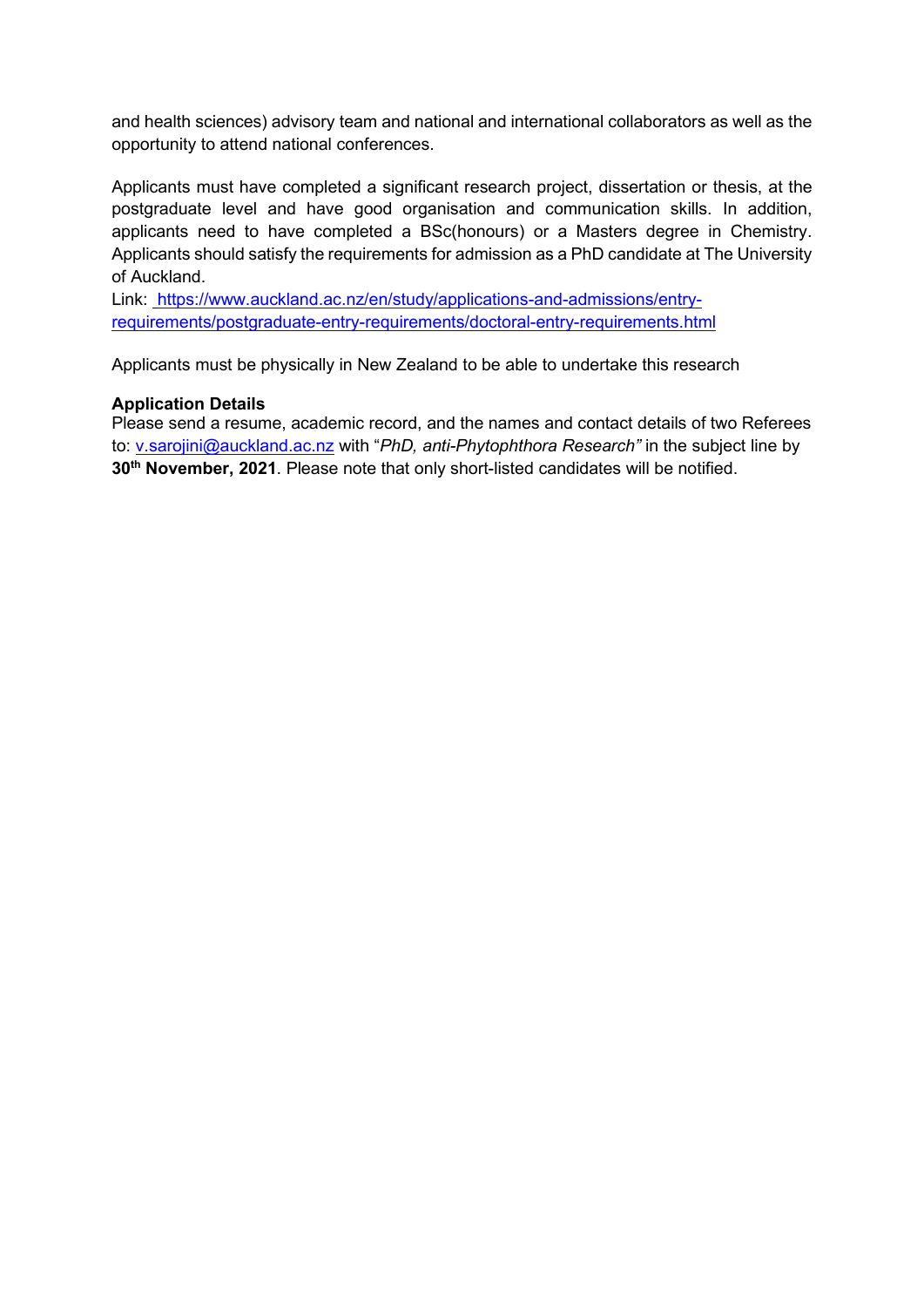and health sciences) advisory team and national and international collaborators as well as the opportunity to attend national conferences.

Applicants must have completed a significant research project, dissertation or thesis, at the postgraduate level and have good organisation and communication skills. In addition, applicants need to have completed a BSc(honours) or a Masters degree in Chemistry. Applicants should satisfy the requirements for admission as a PhD candidate at The University of Auckland.

Link: https://www.auckland.ac.nz/en/study/applications-and-admissions/entry-requirements/postgraduate-entry-requirements/doctoral-entry-requirements.html

Applicants must be physically in New Zealand to be able to undertake this research

**Application Details**

Please send a resume, academic record, and the names and contact details of two Referees to: v.sarojini@auckland.ac.nz with "*PhD, anti-Phytophthora Research"* in the subject line by **30th November, 2021**. Please note that only short-listed candidates will be notified.